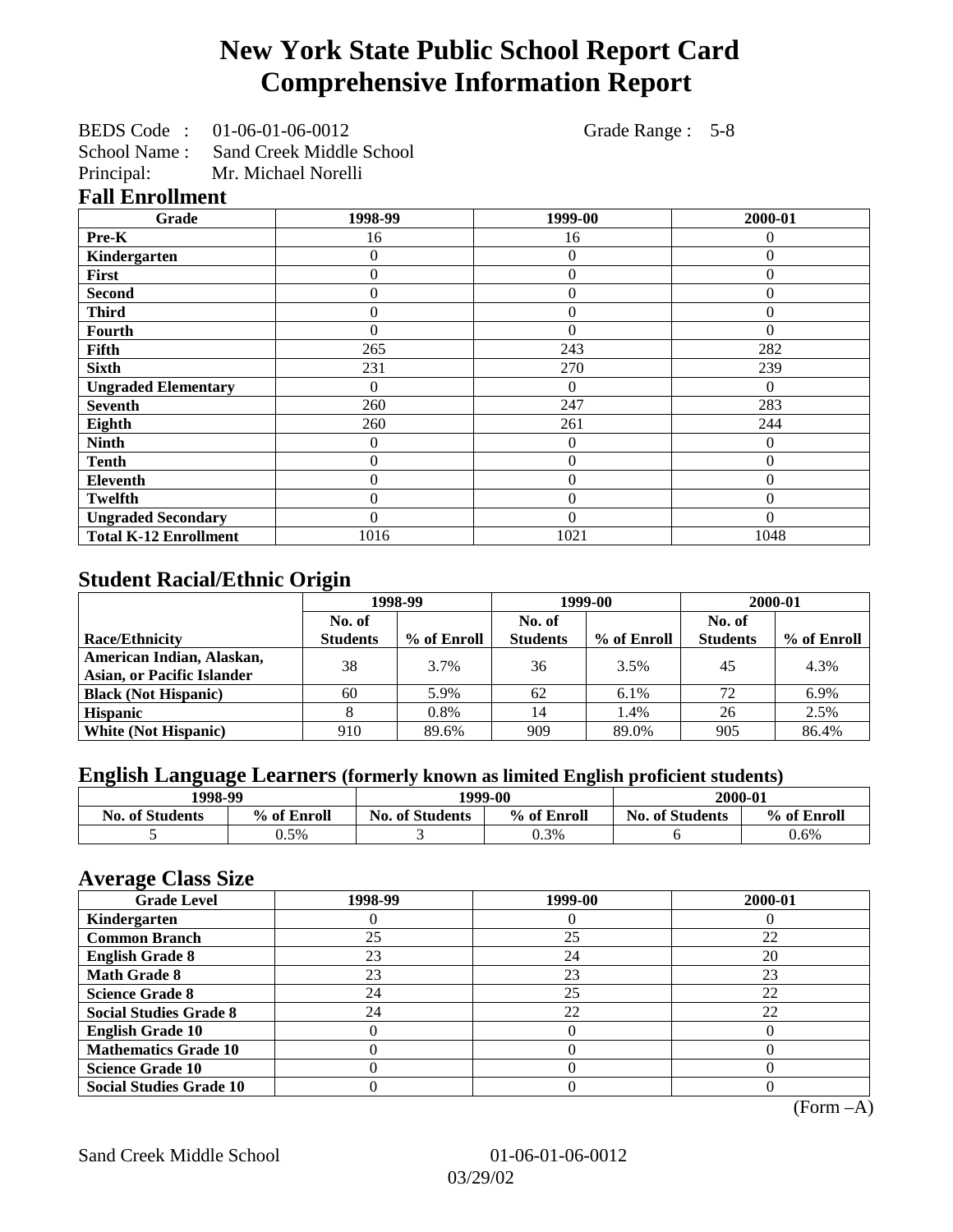# New York State Public School Report Card
# Comprehensive Information Report

BEDS Code : 01-06-01-06-0012 Grade Range : 5-8
School Name : Sand Creek Middle School
Principal: Mr. Michael Norelli

## Fall Enrollment

| Grade | 1998-99 | 1999-00 | 2000-01 |
|---|---|---|---|
| **Pre-K** | 16 | 16 | 0 |
| **Kindergarten** | 0 | 0 | 0 |
| **First** | 0 | 0 | 0 |
| **Second** | 0 | 0 | 0 |
| **Third** | 0 | 0 | 0 |
| **Fourth** | 0 | 0 | 0 |
| **Fifth** | 265 | 243 | 282 |
| **Sixth** | 231 | 270 | 239 |
| **Ungraded Elementary** | 0 | 0 | 0 |
| **Seventh** | 260 | 247 | 283 |
| **Eighth** | 260 | 261 | 244 |
| **Ninth** | 0 | 0 | 0 |
| **Tenth** | 0 | 0 | 0 |
| **Eleventh** | 0 | 0 | 0 |
| **Twelfth** | 0 | 0 | 0 |
| **Ungraded Secondary** | 0 | 0 | 0 |
| **Total K-12 Enrollment** | 1016 | 1021 | 1048 |

## Student Racial/Ethnic Origin

| | 1998-99 | | 1999-00 | | 2000-01 | |
|---|---|---|---|---|---|---|
| **Race/Ethnicity** | **No. of Students** | **% of Enroll** | **No. of Students** | **% of Enroll** | **No. of Students** | **% of Enroll** |
| **American Indian, Alaskan, Asian, or Pacific Islander** | 38 | 3.7% | 36 | 3.5% | 45 | 4.3% |
| **Black (Not Hispanic)** | 60 | 5.9% | 62 | 6.1% | 72 | 6.9% |
| **Hispanic** | 8 | 0.8% | 14 | 1.4% | 26 | 2.5% |
| **White (Not Hispanic)** | 910 | 89.6% | 909 | 89.0% | 905 | 86.4% |

## English Language Learners (formerly known as limited English proficient students)

| 1998-99 | | 1999-00 | | 2000-01 | |
|---|---|---|---|---|---|
| **No. of Students** | **% of Enroll** | **No. of Students** | **% of Enroll** | **No. of Students** | **% of Enroll** |
| 5 | 0.5% | 3 | 0.3% | 6 | 0.6% |

## Average Class Size

| Grade Level | 1998-99 | 1999-00 | 2000-01 |
|---|---|---|---|
| **Kindergarten** | 0 | 0 | 0 |
| **Common Branch** | 25 | 25 | 22 |
| **English Grade 8** | 23 | 24 | 20 |
| **Math Grade 8** | 23 | 23 | 23 |
| **Science Grade 8** | 24 | 25 | 22 |
| **Social Studies Grade 8** | 24 | 22 | 22 |
| **English Grade 10** | 0 | 0 | 0 |
| **Mathematics Grade 10** | 0 | 0 | 0 |
| **Science Grade 10** | 0 | 0 | 0 |
| **Social Studies Grade 10** | 0 | 0 | 0 |

(Form –A)

Sand Creek Middle School 01-06-01-06-0012
03/29/02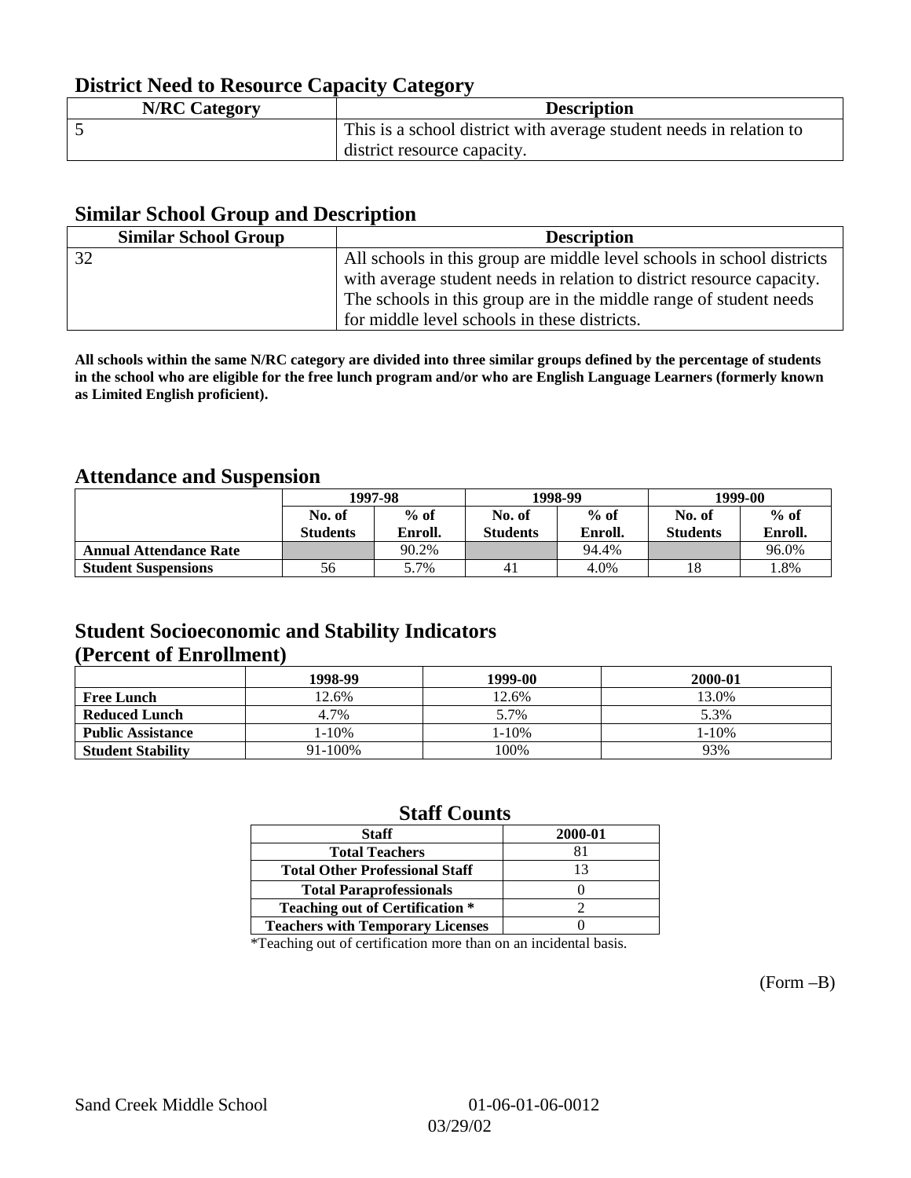## District Need to Resource Capacity Category

| N/RC Category | Description |
|---|---|
| 5 | This is a school district with average student needs in relation to district resource capacity. |

## Similar School Group and Description

| Similar School Group | Description |
|---|---|
| 32 | All schools in this group are middle level schools in school districts with average student needs in relation to district resource capacity. The schools in this group are in the middle range of student needs for middle level schools in these districts. |

**All schools within the same N/RC category are divided into three similar groups defined by the percentage of students in the school who are eligible for the free lunch program and/or who are English Language Learners (formerly known as Limited English proficient).**

## Attendance and Suspension

| | 1997-98 | | 1998-99 | | 1999-00 | |
|---|---|---|---|---|---|---|
| | No. of Students | % of Enroll. | No. of Students | % of Enroll. | No. of Students | % of Enroll. |
| **Annual Attendance Rate** | | 90.2% | | 94.4% | | 96.0% |
| **Student Suspensions** | 56 | 5.7% | 41 | 4.0% | 18 | 1.8% |

## Student Socioeconomic and Stability Indicators (Percent of Enrollment)

| | 1998-99 | 1999-00 | 2000-01 |
|---|---|---|---|
| **Free Lunch** | 12.6% | 12.6% | 13.0% |
| **Reduced Lunch** | 4.7% | 5.7% | 5.3% |
| **Public Assistance** | 1-10% | 1-10% | 1-10% |
| **Student Stability** | 91-100% | 100% | 93% |

## Staff Counts

| Staff | 2000-01 |
|---|---|
| Total Teachers | 81 |
| Total Other Professional Staff | 13 |
| Total Paraprofessionals | 0 |
| Teaching out of Certification * | 2 |
| Teachers with Temporary Licenses | 0 |

*Teaching out of certification more than on an incidental basis.

(Form –B)

Sand Creek Middle School 01-06-01-06-0012

03/29/02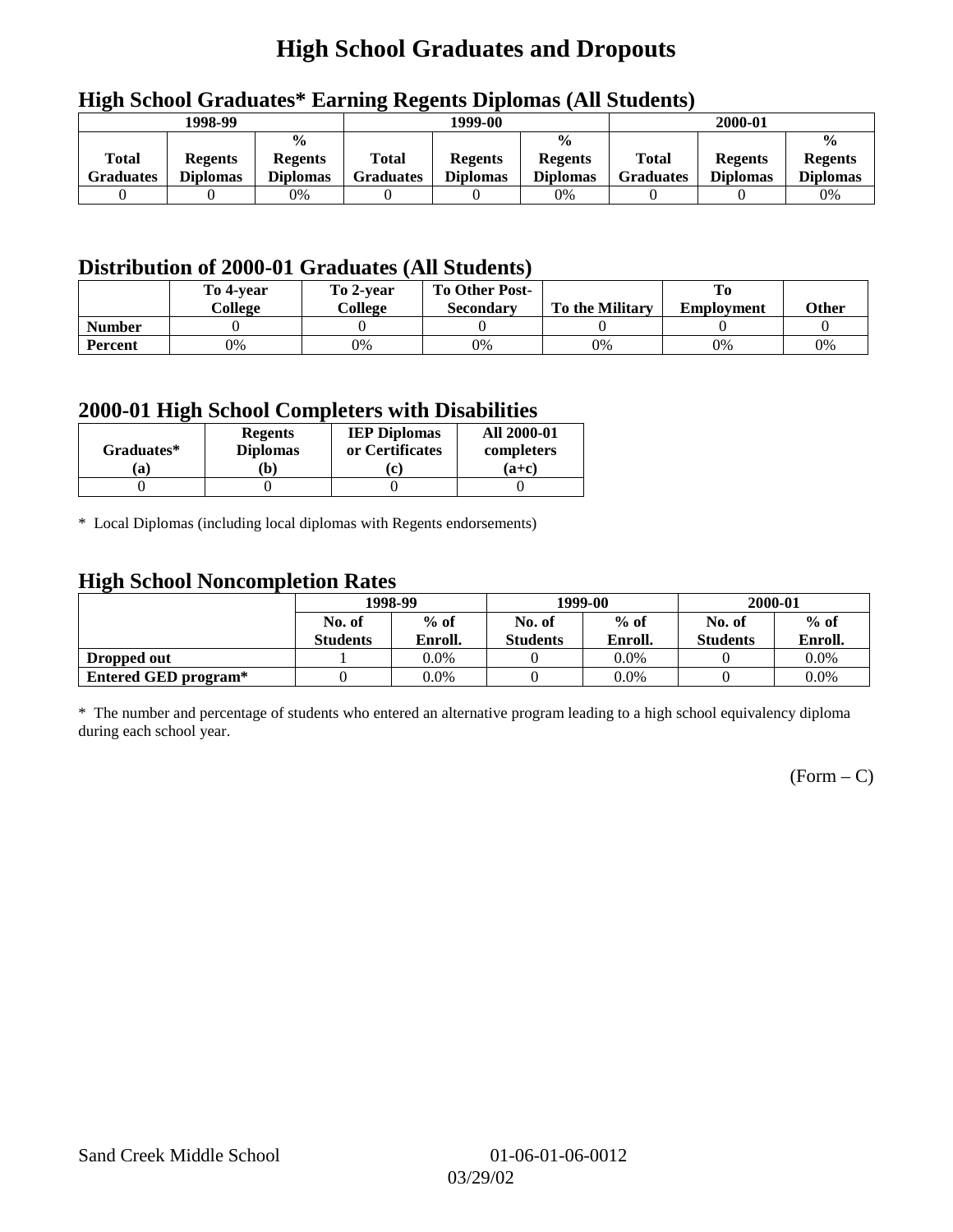# High School Graduates and Dropouts

## High School Graduates* Earning Regents Diplomas (All Students)

| 1998-99 | | | 1999-00 | | | 2000-01 | | |
|---|---|---|---|---|---|---|---|---|
| Total Graduates | Regents Diplomas | % Regents Diplomas | Total Graduates | Regents Diplomas | % Regents Diplomas | Total Graduates | Regents Diplomas | % Regents Diplomas |
| 0 | 0 | 0% | 0 | 0 | 0% | 0 | 0 | 0% |

## Distribution of 2000-01 Graduates (All Students)

| | To 4-year College | To 2-year College | To Other Post-Secondary | To the Military | To Employment | Other |
|---|---|---|---|---|---|---|
| **Number** | 0 | 0 | 0 | 0 | 0 | 0 |
| **Percent** | 0% | 0% | 0% | 0% | 0% | 0% |

## 2000-01 High School Completers with Disabilities

| Graduates* (a) | Regents Diplomas (b) | IEP Diplomas or Certificates (c) | All 2000-01 completers (a+c) |
|---|---|---|---|
| 0 | 0 | 0 | 0 |

* Local Diplomas (including local diplomas with Regents endorsements)

## High School Noncompletion Rates

| | 1998-99 | | 1999-00 | | 2000-01 | |
|---|---|---|---|---|---|---|
| | No. of Students | % of Enroll. | No. of Students | % of Enroll. | No. of Students | % of Enroll. |
| **Dropped out** | 1 | 0.0% | 0 | 0.0% | 0 | 0.0% |
| **Entered GED program*** | 0 | 0.0% | 0 | 0.0% | 0 | 0.0% |

* The number and percentage of students who entered an alternative program leading to a high school equivalency diploma during each school year.

(Form – C)

Sand Creek Middle School 01-06-01-06-0012

03/29/02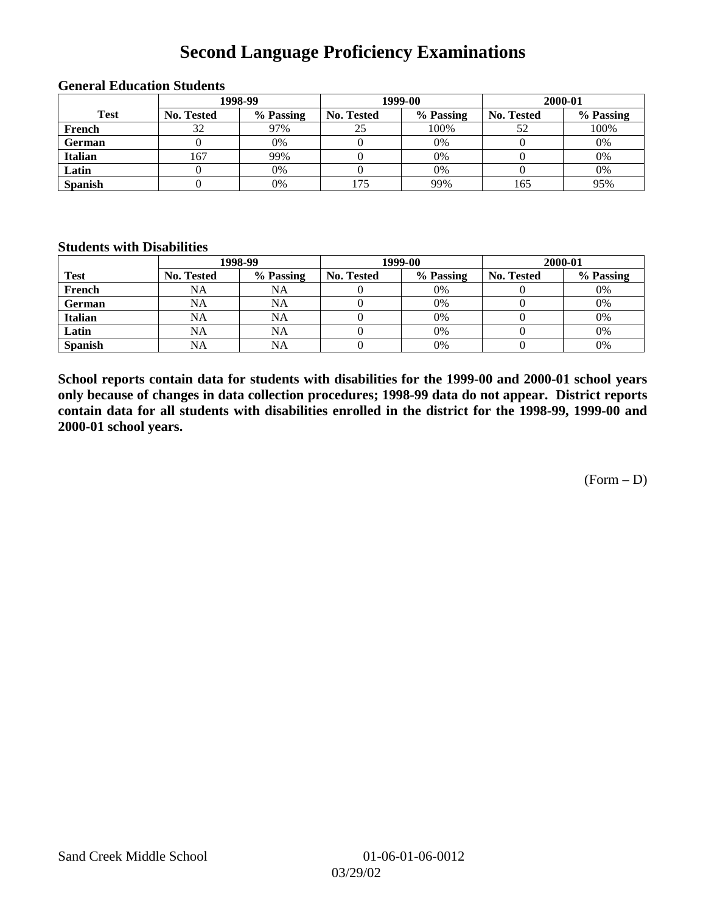# Second Language Proficiency Examinations

### General Education Students

| Test | 1998-99 | | 1999-00 | | 2000-01 | |
|---|---|---|---|---|---|---|
| | No. Tested | % Passing | No. Tested | % Passing | No. Tested | % Passing |
| French | 32 | 97% | 25 | 100% | 52 | 100% |
| German | 0 | 0% | 0 | 0% | 0 | 0% |
| Italian | 167 | 99% | 0 | 0% | 0 | 0% |
| Latin | 0 | 0% | 0 | 0% | 0 | 0% |
| Spanish | 0 | 0% | 175 | 99% | 165 | 95% |

### Students with Disabilities

| Test | 1998-99 | | 1999-00 | | 2000-01 | |
|---|---|---|---|---|---|---|
| | No. Tested | % Passing | No. Tested | % Passing | No. Tested | % Passing |
| French | NA | NA | 0 | 0% | 0 | 0% |
| German | NA | NA | 0 | 0% | 0 | 0% |
| Italian | NA | NA | 0 | 0% | 0 | 0% |
| Latin | NA | NA | 0 | 0% | 0 | 0% |
| Spanish | NA | NA | 0 | 0% | 0 | 0% |

**School reports contain data for students with disabilities for the 1999-00 and 2000-01 school years only because of changes in data collection procedures; 1998-99 data do not appear. District reports contain data for all students with disabilities enrolled in the district for the 1998-99, 1999-00 and 2000-01 school years.**

(Form – D)

Sand Creek Middle School 01-06-01-06-0012

03/29/02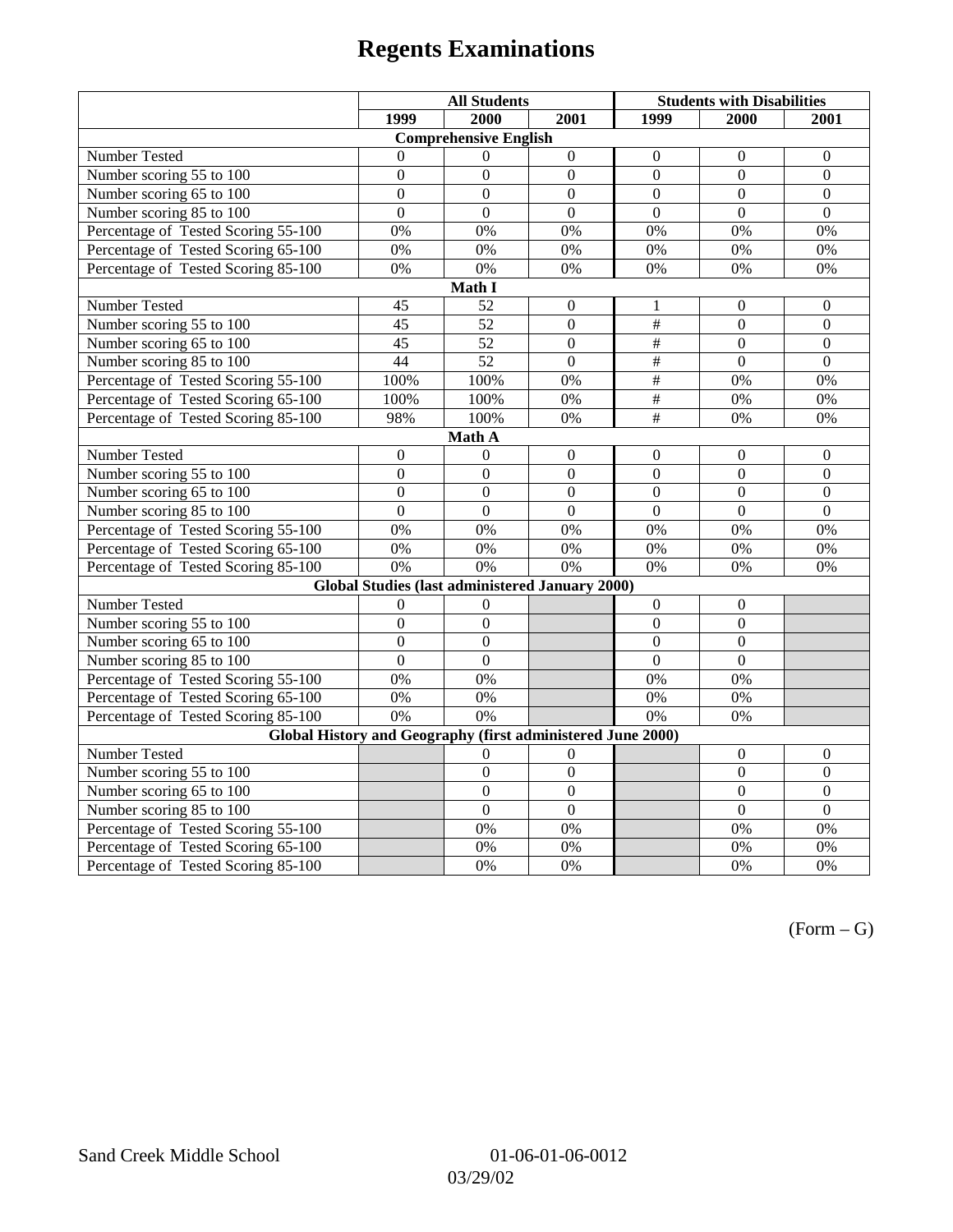# Regents Examinations

| | All Students | | | Students with Disabilities | | |
|---|---|---|---|---|---|---|
| | 1999 | 2000 | 2001 | 1999 | 2000 | 2001 |
| **Comprehensive English** | | | | | | |
| Number Tested | 0 | 0 | 0 | 0 | 0 | 0 |
| Number scoring 55 to 100 | 0 | 0 | 0 | 0 | 0 | 0 |
| Number scoring 65 to 100 | 0 | 0 | 0 | 0 | 0 | 0 |
| Number scoring 85 to 100 | 0 | 0 | 0 | 0 | 0 | 0 |
| Percentage of Tested Scoring 55-100 | 0% | 0% | 0% | 0% | 0% | 0% |
| Percentage of Tested Scoring 65-100 | 0% | 0% | 0% | 0% | 0% | 0% |
| Percentage of Tested Scoring 85-100 | 0% | 0% | 0% | 0% | 0% | 0% |
| **Math I** | | | | | | |
| Number Tested | 45 | 52 | 0 | 1 | 0 | 0 |
| Number scoring 55 to 100 | 45 | 52 | 0 | # | 0 | 0 |
| Number scoring 65 to 100 | 45 | 52 | 0 | # | 0 | 0 |
| Number scoring 85 to 100 | 44 | 52 | 0 | # | 0 | 0 |
| Percentage of Tested Scoring 55-100 | 100% | 100% | 0% | # | 0% | 0% |
| Percentage of Tested Scoring 65-100 | 100% | 100% | 0% | # | 0% | 0% |
| Percentage of Tested Scoring 85-100 | 98% | 100% | 0% | # | 0% | 0% |
| **Math A** | | | | | | |
| Number Tested | 0 | 0 | 0 | 0 | 0 | 0 |
| Number scoring 55 to 100 | 0 | 0 | 0 | 0 | 0 | 0 |
| Number scoring 65 to 100 | 0 | 0 | 0 | 0 | 0 | 0 |
| Number scoring 85 to 100 | 0 | 0 | 0 | 0 | 0 | 0 |
| Percentage of Tested Scoring 55-100 | 0% | 0% | 0% | 0% | 0% | 0% |
| Percentage of Tested Scoring 65-100 | 0% | 0% | 0% | 0% | 0% | 0% |
| Percentage of Tested Scoring 85-100 | 0% | 0% | 0% | 0% | 0% | 0% |
| **Global Studies (last administered January 2000)** | | | | | | |
| Number Tested | 0 | 0 | | 0 | 0 | |
| Number scoring 55 to 100 | 0 | 0 | | 0 | 0 | |
| Number scoring 65 to 100 | 0 | 0 | | 0 | 0 | |
| Number scoring 85 to 100 | 0 | 0 | | 0 | 0 | |
| Percentage of Tested Scoring 55-100 | 0% | 0% | | 0% | 0% | |
| Percentage of Tested Scoring 65-100 | 0% | 0% | | 0% | 0% | |
| Percentage of Tested Scoring 85-100 | 0% | 0% | | 0% | 0% | |
| **Global History and Geography (first administered June 2000)** | | | | | | |
| Number Tested | | 0 | 0 | | 0 | 0 |
| Number scoring 55 to 100 | | 0 | 0 | | 0 | 0 |
| Number scoring 65 to 100 | | 0 | 0 | | 0 | 0 |
| Number scoring 85 to 100 | | 0 | 0 | | 0 | 0 |
| Percentage of Tested Scoring 55-100 | | 0% | 0% | | 0% | 0% |
| Percentage of Tested Scoring 65-100 | | 0% | 0% | | 0% | 0% |
| Percentage of Tested Scoring 85-100 | | 0% | 0% | | 0% | 0% |

(Form – G)

Sand Creek Middle School 01-06-01-06-0012

03/29/02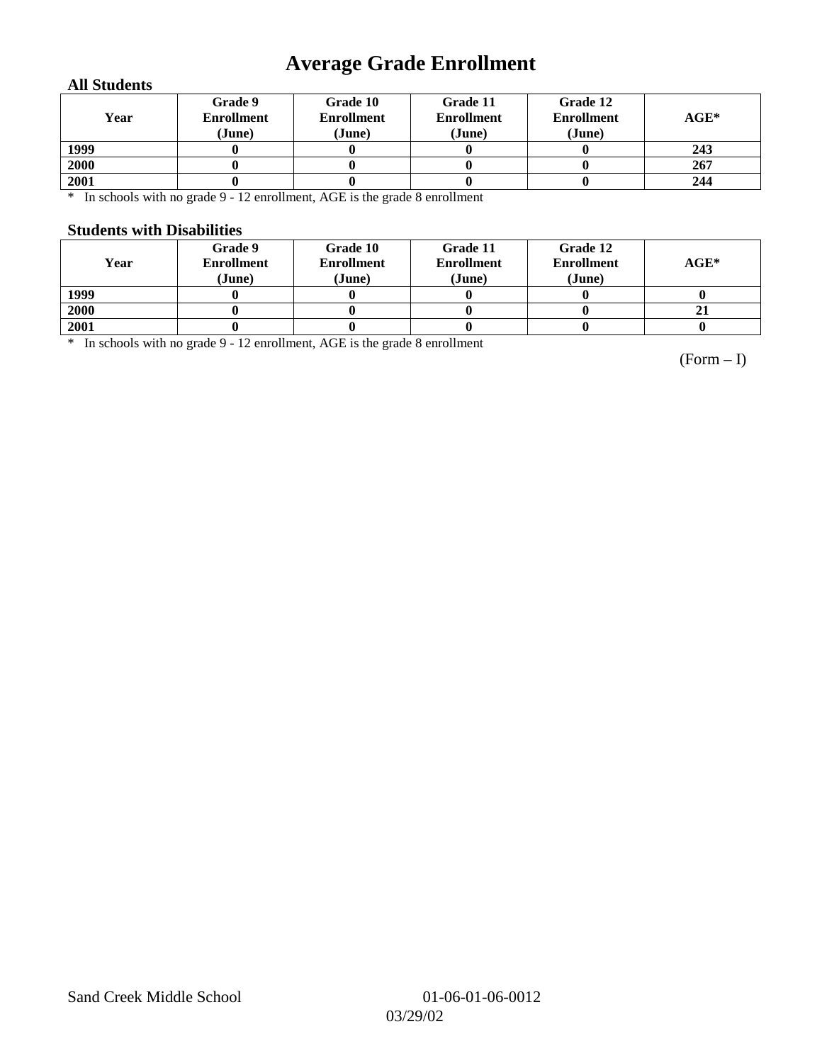# Average Grade Enrollment

### All Students

| Year | Grade 9 Enrollment (June) | Grade 10 Enrollment (June) | Grade 11 Enrollment (June) | Grade 12 Enrollment (June) | AGE* |
|---|---|---|---|---|---|
| 1999 | 0 | 0 | 0 | 0 | 243 |
| 2000 | 0 | 0 | 0 | 0 | 267 |
| 2001 | 0 | 0 | 0 | 0 | 244 |

\* In schools with no grade 9 - 12 enrollment, AGE is the grade 8 enrollment

### Students with Disabilities

| Year | Grade 9 Enrollment (June) | Grade 10 Enrollment (June) | Grade 11 Enrollment (June) | Grade 12 Enrollment (June) | AGE* |
|---|---|---|---|---|---|
| 1999 | 0 | 0 | 0 | 0 | 0 |
| 2000 | 0 | 0 | 0 | 0 | 21 |
| 2001 | 0 | 0 | 0 | 0 | 0 |

\* In schools with no grade 9 - 12 enrollment, AGE is the grade 8 enrollment

(Form – I)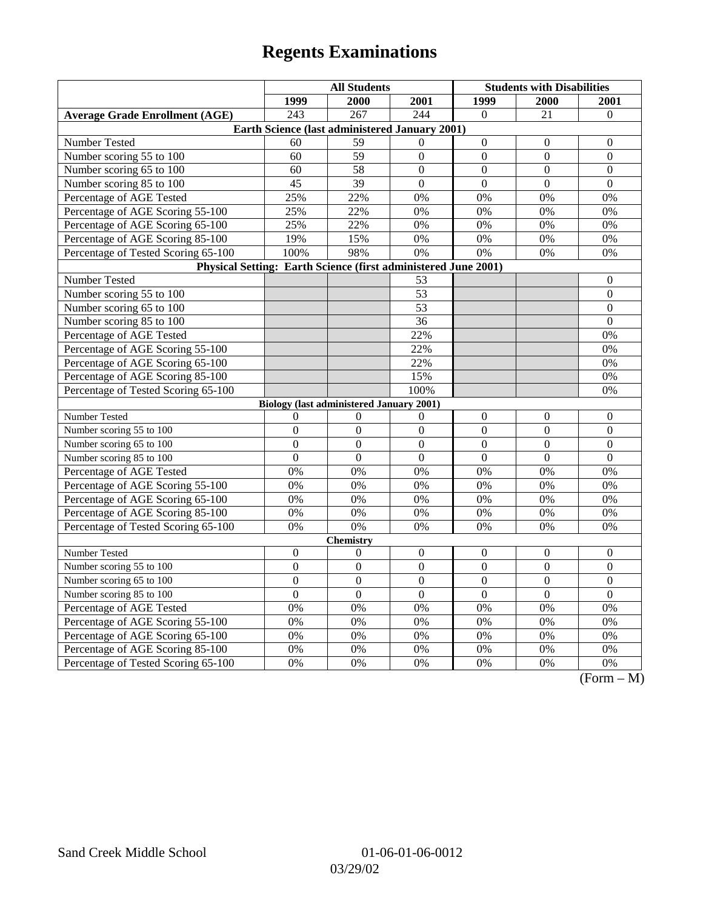# Regents Examinations

| | All Students | | | Students with Disabilities | | |
|---|---|---|---|---|---|---|
| | 1999 | 2000 | 2001 | 1999 | 2000 | 2001 |
| **Average Grade Enrollment (AGE)** | 243 | 267 | 244 | 0 | 21 | 0 |
| **Earth Science (last administered January 2001)** | | | | | | |
| Number Tested | 60 | 59 | 0 | 0 | 0 | 0 |
| Number scoring 55 to 100 | 60 | 59 | 0 | 0 | 0 | 0 |
| Number scoring 65 to 100 | 60 | 58 | 0 | 0 | 0 | 0 |
| Number scoring 85 to 100 | 45 | 39 | 0 | 0 | 0 | 0 |
| Percentage of AGE Tested | 25% | 22% | 0% | 0% | 0% | 0% |
| Percentage of AGE Scoring 55-100 | 25% | 22% | 0% | 0% | 0% | 0% |
| Percentage of AGE Scoring 65-100 | 25% | 22% | 0% | 0% | 0% | 0% |
| Percentage of AGE Scoring 85-100 | 19% | 15% | 0% | 0% | 0% | 0% |
| Percentage of Tested Scoring 65-100 | 100% | 98% | 0% | 0% | 0% | 0% |
| **Physical Setting: Earth Science (first administered June 2001)** | | | | | | |
| Number Tested | | | 53 | | | 0 |
| Number scoring 55 to 100 | | | 53 | | | 0 |
| Number scoring 65 to 100 | | | 53 | | | 0 |
| Number scoring 85 to 100 | | | 36 | | | 0 |
| Percentage of AGE Tested | | | 22% | | | 0% |
| Percentage of AGE Scoring 55-100 | | | 22% | | | 0% |
| Percentage of AGE Scoring 65-100 | | | 22% | | | 0% |
| Percentage of AGE Scoring 85-100 | | | 15% | | | 0% |
| Percentage of Tested Scoring 65-100 | | | 100% | | | 0% |
| **Biology (last administered January 2001)** | | | | | | |
| Number Tested | 0 | 0 | 0 | 0 | 0 | 0 |
| Number scoring 55 to 100 | 0 | 0 | 0 | 0 | 0 | 0 |
| Number scoring 65 to 100 | 0 | 0 | 0 | 0 | 0 | 0 |
| Number scoring 85 to 100 | 0 | 0 | 0 | 0 | 0 | 0 |
| Percentage of AGE Tested | 0% | 0% | 0% | 0% | 0% | 0% |
| Percentage of AGE Scoring 55-100 | 0% | 0% | 0% | 0% | 0% | 0% |
| Percentage of AGE Scoring 65-100 | 0% | 0% | 0% | 0% | 0% | 0% |
| Percentage of AGE Scoring 85-100 | 0% | 0% | 0% | 0% | 0% | 0% |
| Percentage of Tested Scoring 65-100 | 0% | 0% | 0% | 0% | 0% | 0% |
| **Chemistry** | | | | | | |
| Number Tested | 0 | 0 | 0 | 0 | 0 | 0 |
| Number scoring 55 to 100 | 0 | 0 | 0 | 0 | 0 | 0 |
| Number scoring 65 to 100 | 0 | 0 | 0 | 0 | 0 | 0 |
| Number scoring 85 to 100 | 0 | 0 | 0 | 0 | 0 | 0 |
| Percentage of AGE Tested | 0% | 0% | 0% | 0% | 0% | 0% |
| Percentage of AGE Scoring 55-100 | 0% | 0% | 0% | 0% | 0% | 0% |
| Percentage of AGE Scoring 65-100 | 0% | 0% | 0% | 0% | 0% | 0% |
| Percentage of AGE Scoring 85-100 | 0% | 0% | 0% | 0% | 0% | 0% |
| Percentage of Tested Scoring 65-100 | 0% | 0% | 0% | 0% | 0% | 0% |

(Form – M)

Sand Creek Middle School 01-06-01-06-0012

03/29/02